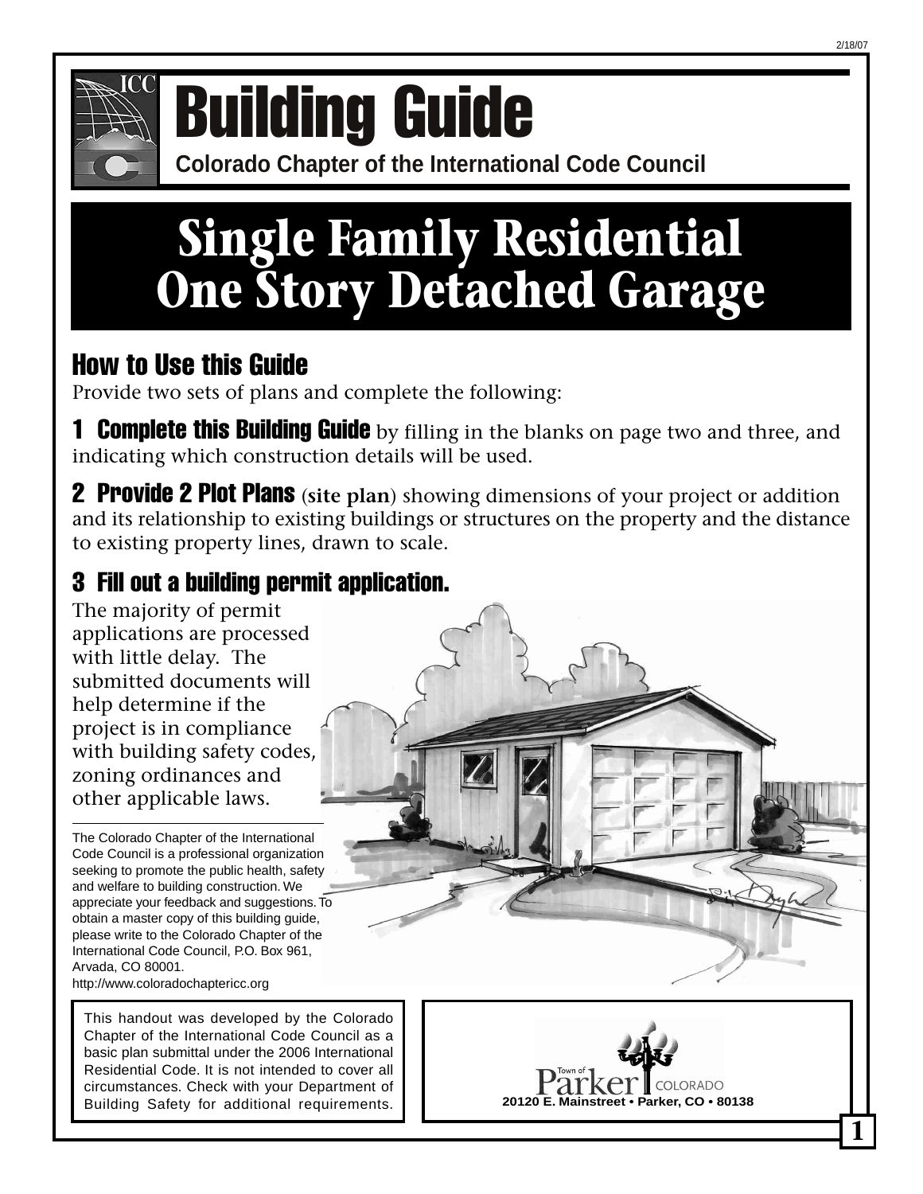2/18/07

# Building Guide

**Colorado Chapter of the International Code Council**

# Single Family Residential One Story Detached Garage

## How to Use this Guide

Provide two sets of plans and complete the following:

**1 Complete this Building Guide** by filling in the blanks on page two and three, and indicating which construction details will be used.

**2 Provide 2 Plot Plans** (**site plan**) showing dimensions of your project or addition and its relationship to existing buildings or structures on the property and the distance to existing property lines, drawn to scale.

**3 Fill out a building permit application.**

The majority of permit applications are processed with little delay. The submitted documents will help determine if the project is in compliance with building safety codes, zoning ordinances and other applicable laws.

The Colorado Chapter of the International Code Council is a professional organization seeking to promote the public health, safety and welfare to building construction. We appreciate your feedback and suggestions. To obtain a master copy of this building guide, please write to the Colorado Chapter of the International Code Council, P.O. Box 961, Arvada, CO 80001.
http://www.coloradochaptericc.org

This handout was developed by the Colorado Chapter of the International Code Council as a basic plan submittal under the 2006 International Residential Code. It is not intended to cover all circumstances. Check with your Department of Building Safety for additional requirements.

Town of Parker COLORADO
20120 E. Mainstreet • Parker, CO • 80138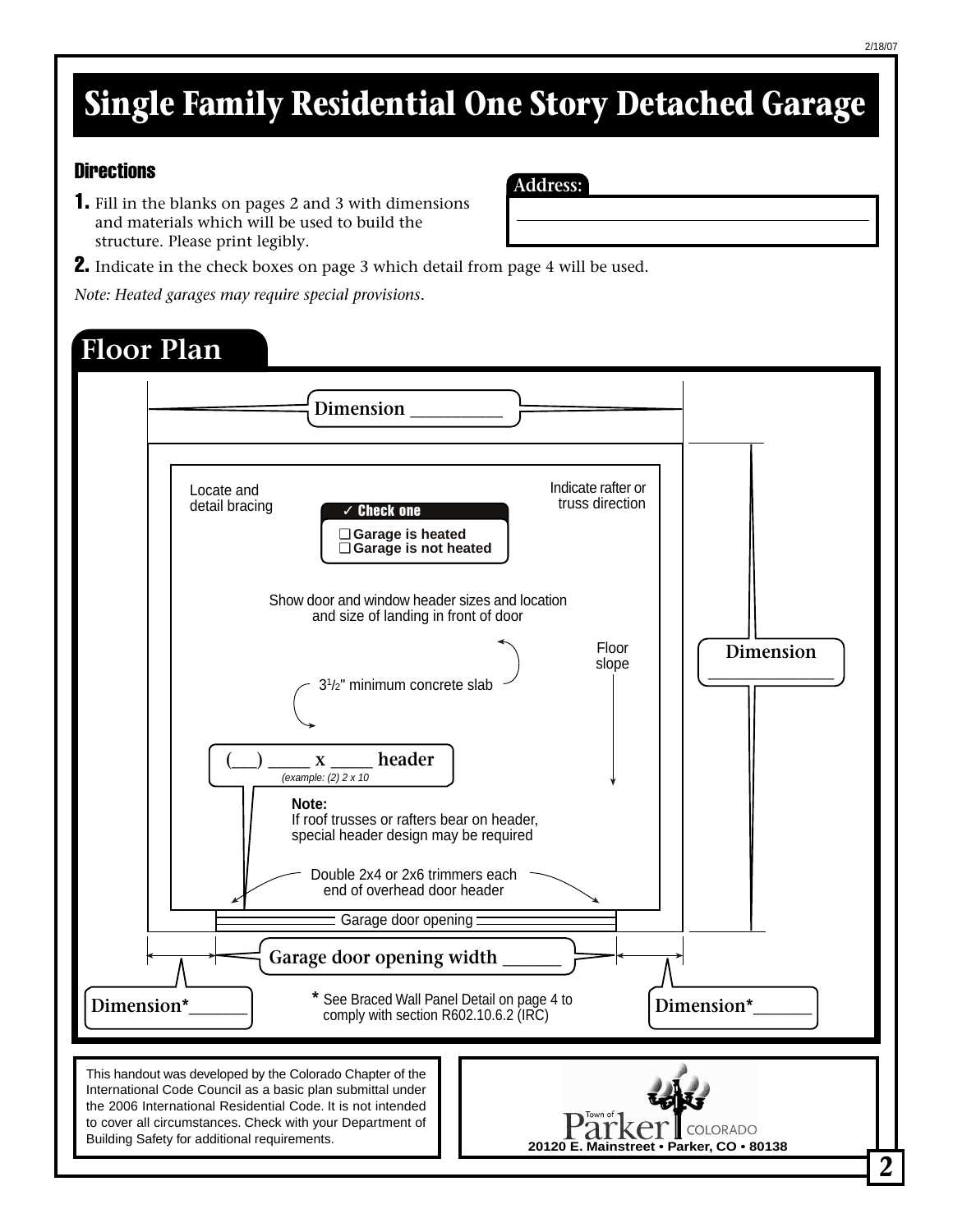# Single Family Residential One Story Detached Garage

## Directions

**1.** Fill in the blanks on pages 2 and 3 with dimensions and materials which will be used to build the structure. Please print legibly.

**2.** Indicate in the check boxes on page 3 which detail from page 4 will be used.

*Note: Heated garages may require special provisions.*

**Address:** ________________________________

## Floor Plan

Dimension __________

Locate and detail bracing

**✓ Check one**

- ❑ **Garage is heated**
- ❑ **Garage is not heated**

Indicate rafter or truss direction

Show door and window header sizes and location and size of landing in front of door

Floor slope

$3\frac{1}{2}$" minimum concrete slab

Dimension ______________

(___) _____ x _____ header
*(example: (2) 2 x 10*

**Note:**
If roof trusses or rafters bear on header, special header design may be required

Double 2x4 or 2x6 trimmers each end of overhead door header

Garage door opening

Garage door opening width ______

Dimension*______

Dimension*______

\* See Braced Wall Panel Detail on page 4 to comply with section R602.10.6.2 (IRC)

This handout was developed by the Colorado Chapter of the International Code Council as a basic plan submittal under the 2006 International Residential Code. It is not intended to cover all circumstances. Check with your Department of Building Safety for additional requirements.

Town of Parker COLORADO
**20120 E. Mainstreet • Parker, CO • 80138**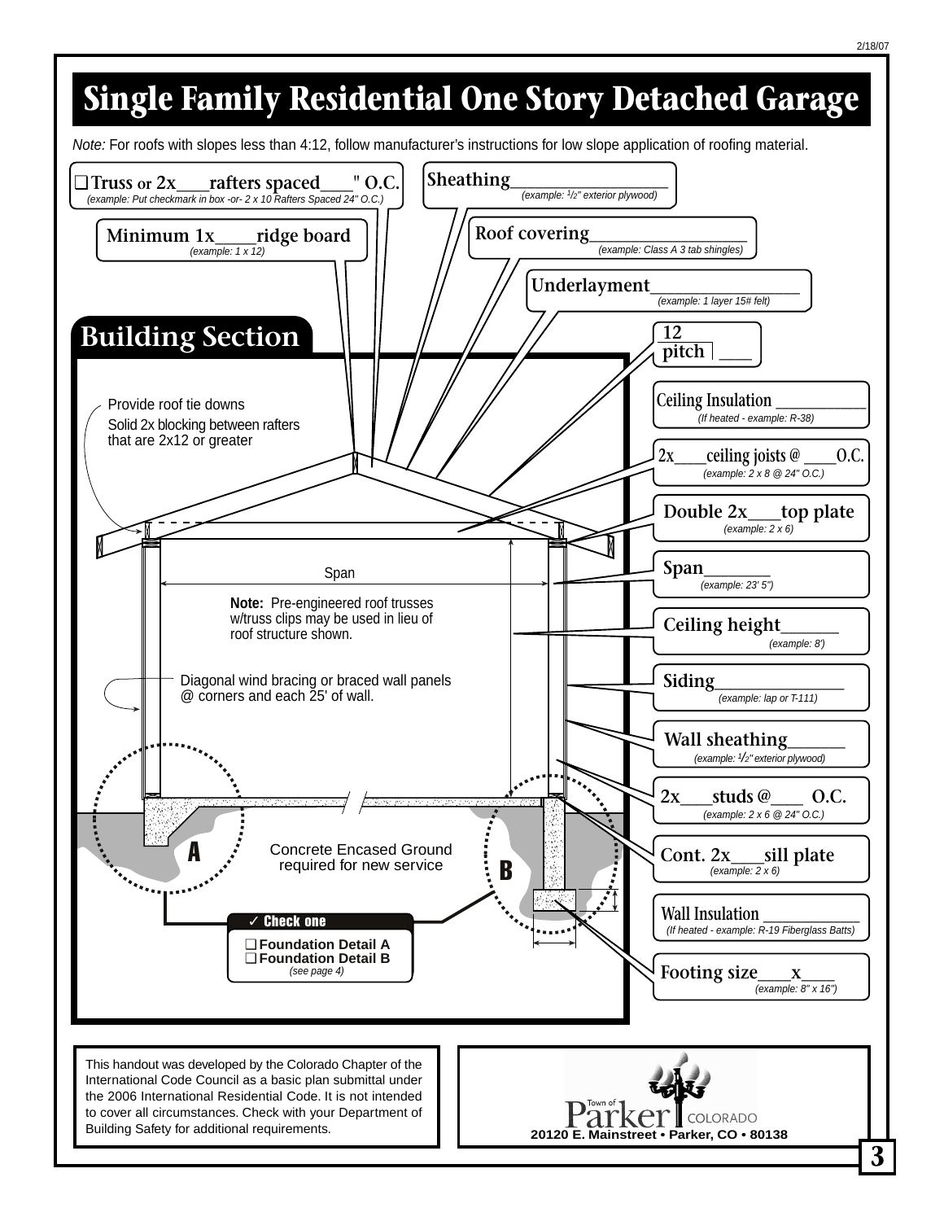# Single Family Residential One Story Detached Garage

*Note:* For roofs with slopes less than 4:12, follow manufacturer's instructions for low slope application of roofing material.

❑ **Truss** or **2x\_\_\_rafters spaced\_\_\_" O.C.**
*(example: Put checkmark in box -or- 2 x 10 Rafters Spaced 24" O.C.)*

**Minimum 1x\_\_\_\_ridge board**
*(example: 1 x 12)*

**Sheathing\_\_\_\_\_\_\_\_\_\_\_\_\_\_\_\_**
*(example: 1/2" exterior plywood)*

**Roof covering\_\_\_\_\_\_\_\_\_\_\_\_\_\_\_\_**
*(example: Class A 3 tab shingles)*

**Underlayment\_\_\_\_\_\_\_\_\_\_\_\_\_\_\_\_**
*(example: 1 layer 15# felt)*

## Building Section

**12**
**pitch** \_\_\_

Provide roof tie downs

Solid 2x blocking between rafters that are 2x12 or greater

**Ceiling Insulation \_\_\_\_\_\_\_\_\_\_**
*(If heated - example: R-38)*

**2x\_\_\_\_ceiling joists @ \_\_\_\_O.C.**
*(example: 2 x 8 @ 24" O.C.)*

**Double 2x\_\_\_top plate**
*(example: 2 x 6)*

Span

**Span\_\_\_\_\_\_\_**
*(example: 23' 5")*

**Note:** Pre-engineered roof trusses w/truss clips may be used in lieu of roof structure shown.

**Ceiling height\_\_\_\_\_\_**
*(example: 8')*

Diagonal wind bracing or braced wall panels @ corners and each 25' of wall.

**Siding\_\_\_\_\_\_\_\_\_\_\_\_\_\_**
*(example: lap or T-111)*

**Wall sheathing\_\_\_\_\_\_**
*(example: 1/2" exterior plywood)*

**2x\_\_\_studs @\_\_\_ O.C.**
*(example: 2 x 6 @ 24" O.C.)*

A

Concrete Encased Ground required for new service

B

**Cont. 2x\_\_\_sill plate**
*(example: 2 x 6)*

**Wall Insulation \_\_\_\_\_\_\_\_\_\_**
*(If heated - example: R-19 Fiberglass Batts)*

✓ **Check one**

❑ **Foundation Detail A**
❑ **Foundation Detail B**
*(see page 4)*

**Footing size\_\_\_x\_\_\_**
*(example: 8" x 16")*

This handout was developed by the Colorado Chapter of the International Code Council as a basic plan submittal under the 2006 International Residential Code. It is not intended to cover all circumstances. Check with your Department of Building Safety for additional requirements.

Town of Parker COLORADO
**20120 E. Mainstreet • Parker, CO • 80138**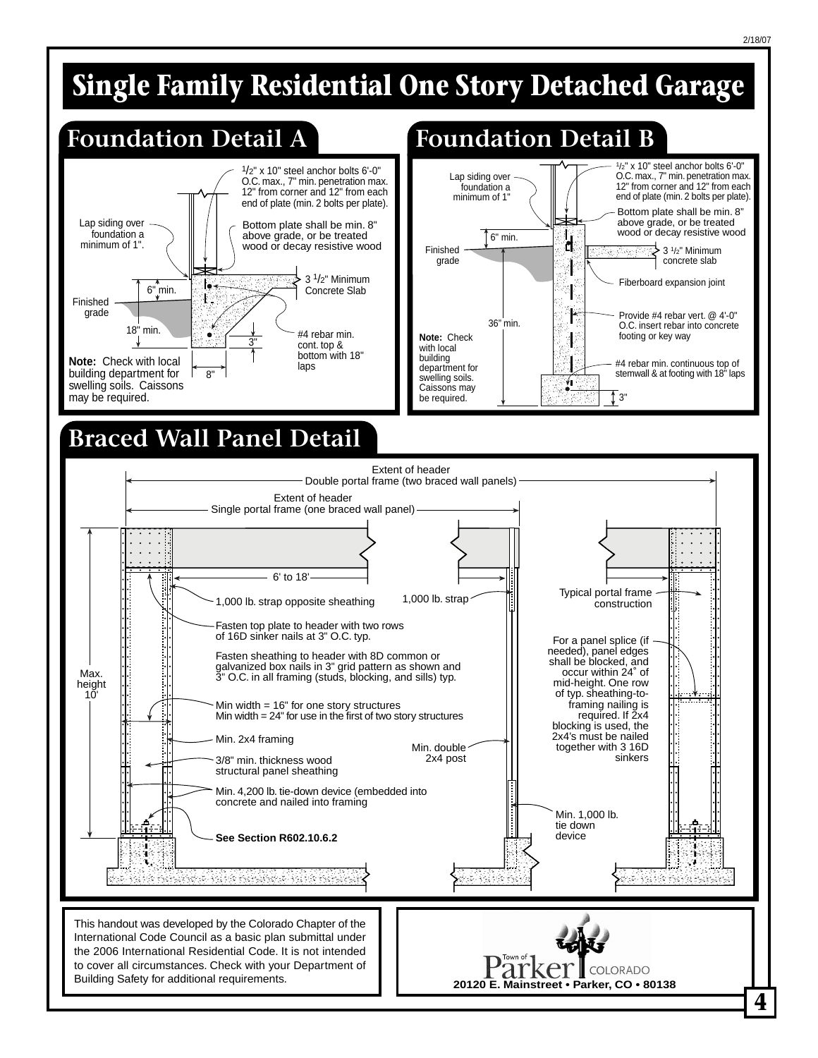# Single Family Residential One Story Detached Garage

## Foundation Detail A

1/2" x 10" steel anchor bolts 6'-0" O.C. max., 7" min. penetration max. 12" from corner and 12" from each end of plate (min. 2 bolts per plate).

Lap siding over foundation a minimum of 1".

Bottom plate shall be min. 8" above grade, or be treated wood or decay resistive wood

3 1/2" Minimum Concrete Slab

6" min.

Finished grade

18" min.

3"

#4 rebar min. cont. top & bottom with 18" laps

8"

**Note:** Check with local building department for swelling soils. Caissons may be required.

## Foundation Detail B

Lap siding over foundation a minimum of 1"

1/2" x 10" steel anchor bolts 6'-0" O.C. max., 7" min. penetration max. 12" from corner and 12" from each end of plate (min. 2 bolts per plate).

Bottom plate shall be min. 8" above grade, or be treated wood or decay resistive wood

6" min.

Finished grade

3 1/2" Minimum concrete slab

Fiberboard expansion joint

36" min.

Provide #4 rebar vert. @ 4'-0" O.C. insert rebar into concrete footing or key way

**Note:** Check with local building department for swelling soils. Caissons may be required.

#4 rebar min. continuous top of stemwall & at footing with 18" laps

3"

## Braced Wall Panel Detail

Extent of header
Double portal frame (two braced wall panels)

Extent of header
Single portal frame (one braced wall panel)

6' to 18'

1,000 lb. strap opposite sheathing

1,000 lb. strap

Typical portal frame construction

Fasten top plate to header with two rows of 16D sinker nails at 3" O.C. typ.

Fasten sheathing to header with 8D common or galvanized box nails in 3" grid pattern as shown and 3" O.C. in all framing (studs, blocking, and sills) typ.

For a panel splice (if needed), panel edges shall be blocked, and occur within 24" of mid-height. One row of typ. sheathing-to-framing nailing is required. If 2x4 blocking is used, the 2x4's must be nailed together with 3 16D sinkers

Max. height 10'

Min width = 16" for one story structures
Min width = 24" for use in the first of two story structures

Min. 2x4 framing

Min. double 2x4 post

3/8" min. thickness wood structural panel sheathing

Min. 4,200 lb. tie-down device (embedded into concrete and nailed into framing

Min. 1,000 lb. tie down device

**See Section R602.10.6.2**

This handout was developed by the Colorado Chapter of the International Code Council as a basic plan submittal under the 2006 International Residential Code. It is not intended to cover all circumstances. Check with your Department of Building Safety for additional requirements.

Town of Parker COLORADO
**20120 E. Mainstreet • Parker, CO • 80138**